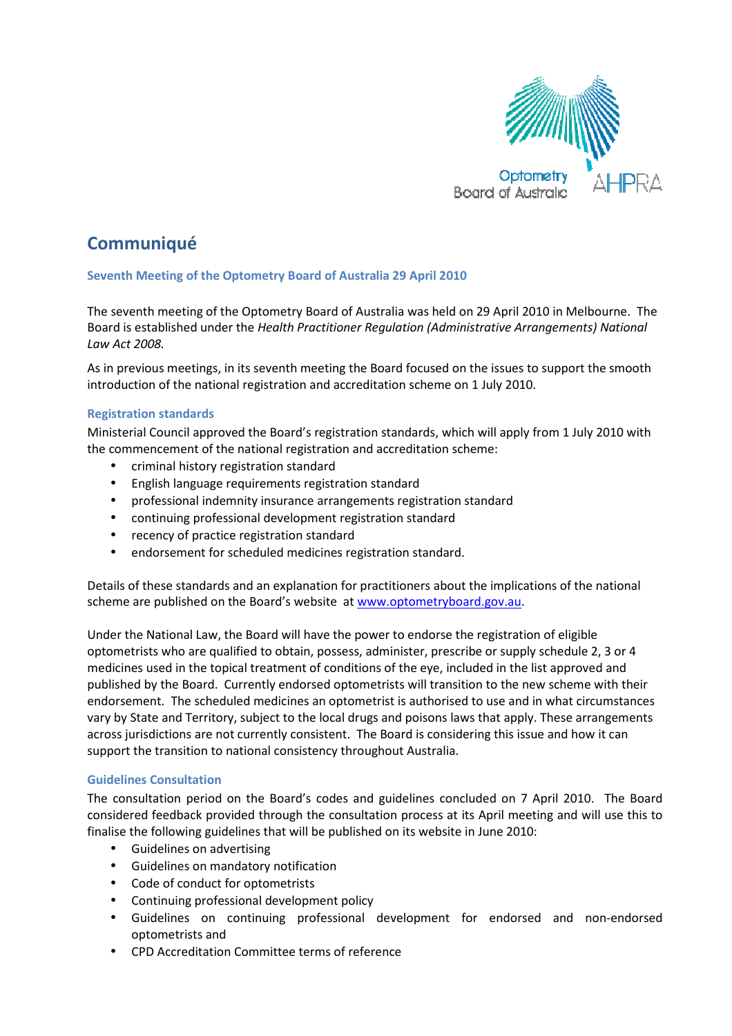# Communiqué

## Seventh Meeting of the Optometry Board of Australia 29 April 2010

The seventh meeting of the Optometry Board of Australia was held on 29 April 2010 in Melbourne. The Board is established under the *Health Practitioner Regulation (Administrative Arrangements) National Law Act 2008.*

As in previous meetings, in its seventh meeting the Board focused on the issues to support the smooth introduction of the national registration and accreditation scheme on 1 July 2010.

### Registration standards

Ministerial Council approved the Board's registration standards, which will apply from 1 July 2010 with the commencement of the national registration and accreditation scheme:

- criminal history registration standard
- English language requirements registration standard
- professional indemnity insurance arrangements registration standard
- continuing professional development registration standard
- recency of practice registration standard
- endorsement for scheduled medicines registration standard.

Details of these standards and an explanation for practitioners about the implications of the national scheme are published on the Board's website at www.optometryboard.gov.au.

Under the National Law, the Board will have the power to endorse the registration of eligible optometrists who are qualified to obtain, possess, administer, prescribe or supply schedule 2, 3 or 4 medicines used in the topical treatment of conditions of the eye, included in the list approved and published by the Board. Currently endorsed optometrists will transition to the new scheme with their endorsement. The scheduled medicines an optometrist is authorised to use and in what circumstances vary by State and Territory, subject to the local drugs and poisons laws that apply. These arrangements across jurisdictions are not currently consistent. The Board is considering this issue and how it can support the transition to national consistency throughout Australia.

### Guidelines Consultation

The consultation period on the Board's codes and guidelines concluded on 7 April 2010. The Board considered feedback provided through the consultation process at its April meeting and will use this to finalise the following guidelines that will be published on its website in June 2010:

- Guidelines on advertising
- Guidelines on mandatory notification
- Code of conduct for optometrists
- Continuing professional development policy
- Guidelines on continuing professional development for endorsed and non-endorsed optometrists and
- CPD Accreditation Committee terms of reference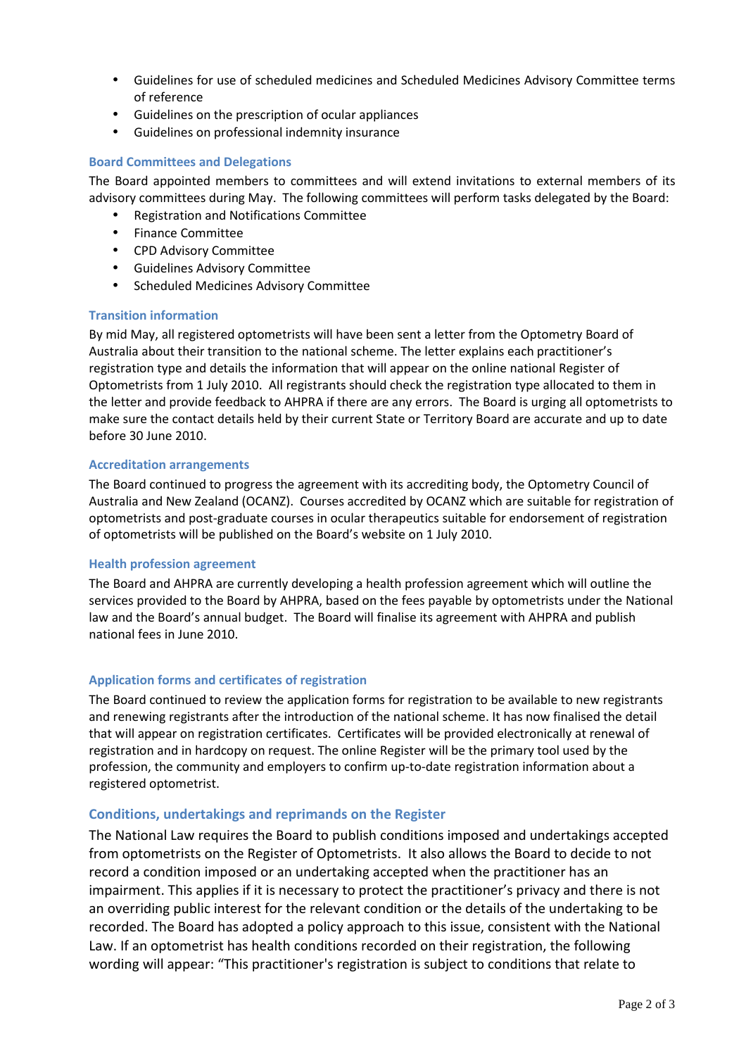- Guidelines for use of scheduled medicines and Scheduled Medicines Advisory Committee terms of reference
- Guidelines on the prescription of ocular appliances
- Guidelines on professional indemnity insurance

### Board Committees and Delegations

The Board appointed members to committees and will extend invitations to external members of its advisory committees during May. The following committees will perform tasks delegated by the Board:

- Registration and Notifications Committee
- Finance Committee
- CPD Advisory Committee
- Guidelines Advisory Committee
- Scheduled Medicines Advisory Committee

### Transition information

By mid May, all registered optometrists will have been sent a letter from the Optometry Board of Australia about their transition to the national scheme. The letter explains each practitioner's registration type and details the information that will appear on the online national Register of Optometrists from 1 July 2010. All registrants should check the registration type allocated to them in the letter and provide feedback to AHPRA if there are any errors. The Board is urging all optometrists to make sure the contact details held by their current State or Territory Board are accurate and up to date before 30 June 2010.

### Accreditation arrangements

The Board continued to progress the agreement with its accrediting body, the Optometry Council of Australia and New Zealand (OCANZ). Courses accredited by OCANZ which are suitable for registration of optometrists and post-graduate courses in ocular therapeutics suitable for endorsement of registration of optometrists will be published on the Board's website on 1 July 2010.

### Health profession agreement

The Board and AHPRA are currently developing a health profession agreement which will outline the services provided to the Board by AHPRA, based on the fees payable by optometrists under the National law and the Board's annual budget. The Board will finalise its agreement with AHPRA and publish national fees in June 2010.

### Application forms and certificates of registration

The Board continued to review the application forms for registration to be available to new registrants and renewing registrants after the introduction of the national scheme. It has now finalised the detail that will appear on registration certificates. Certificates will be provided electronically at renewal of registration and in hardcopy on request. The online Register will be the primary tool used by the profession, the community and employers to confirm up-to-date registration information about a registered optometrist.

### Conditions, undertakings and reprimands on the Register

The National Law requires the Board to publish conditions imposed and undertakings accepted from optometrists on the Register of Optometrists. It also allows the Board to decide to not record a condition imposed or an undertaking accepted when the practitioner has an impairment. This applies if it is necessary to protect the practitioner's privacy and there is not an overriding public interest for the relevant condition or the details of the undertaking to be recorded. The Board has adopted a policy approach to this issue, consistent with the National Law. If an optometrist has health conditions recorded on their registration, the following wording will appear: "This practitioner's registration is subject to conditions that relate to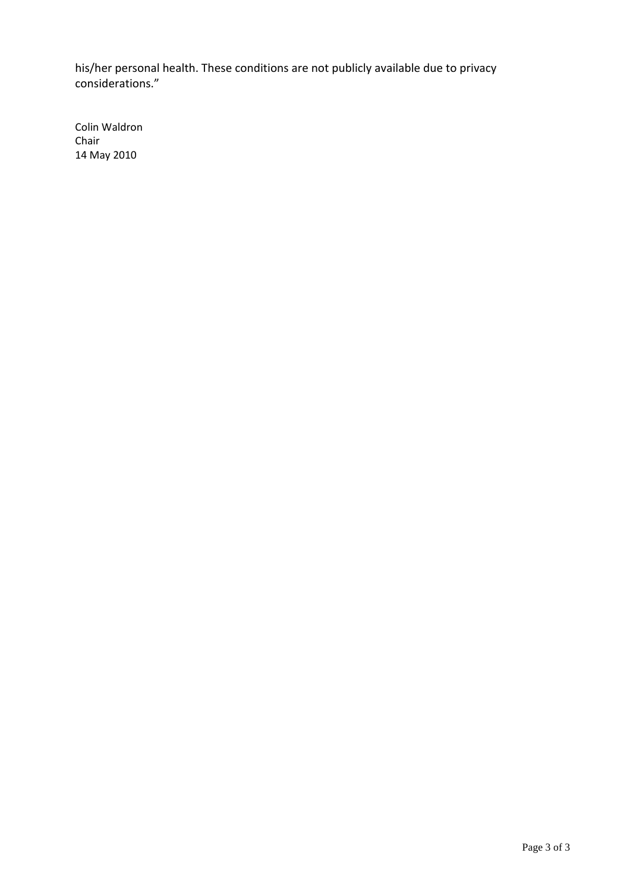his/her personal health. These conditions are not publicly available due to privacy considerations."

Colin Waldron  
Chair  
14 May 2010